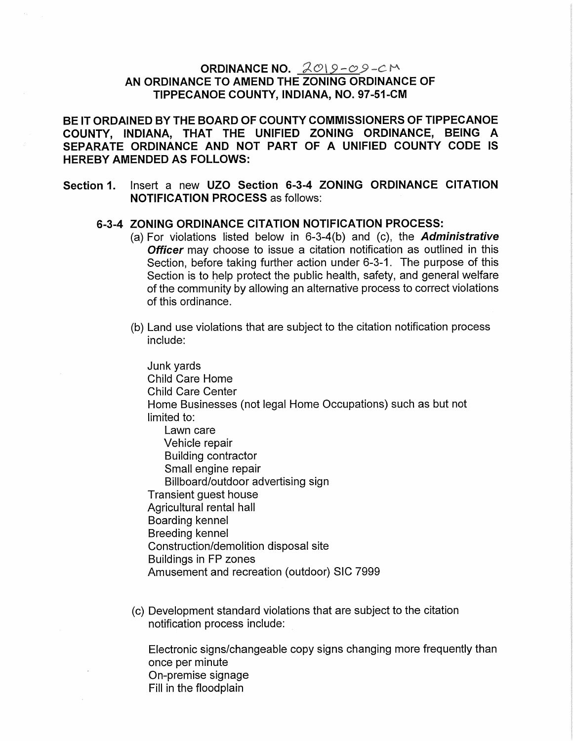# ORDINANCE NO. 2019-09-CM
## AN ORDINANCE TO AMEND THE ZONING ORDINANCE OF TIPPECANOE COUNTY, INDIANA, NO. 97-51-CM

**BE IT ORDAINED BY THE BOARD OF COUNTY COMMISSIONERS OF TIPPECANOE COUNTY, INDIANA, THAT THE UNIFIED ZONING ORDINANCE, BEING A SEPARATE ORDINANCE AND NOT PART OF A UNIFIED COUNTY CODE IS HEREBY AMENDED AS FOLLOWS:**

**Section 1.** Insert a new **UZO Section 6-3-4 ZONING ORDINANCE CITATION NOTIFICATION PROCESS** as follows:

### 6-3-4 ZONING ORDINANCE CITATION NOTIFICATION PROCESS:

(a) For violations listed below in 6-3-4(b) and (c), the ***Administrative Officer*** may choose to issue a citation notification as outlined in this Section, before taking further action under 6-3-1. The purpose of this Section is to help protect the public health, safety, and general welfare of the community by allowing an alternative process to correct violations of this ordinance.

(b) Land use violations that are subject to the citation notification process include:

- Junk yards
- Child Care Home
- Child Care Center
- Home Businesses (not legal Home Occupations) such as but not limited to:
  - Lawn care
  - Vehicle repair
  - Building contractor
  - Small engine repair
  - Billboard/outdoor advertising sign
- Transient guest house
- Agricultural rental hall
- Boarding kennel
- Breeding kennel
- Construction/demolition disposal site
- Buildings in FP zones
- Amusement and recreation (outdoor) SIC 7999

(c) Development standard violations that are subject to the citation notification process include:

- Electronic signs/changeable copy signs changing more frequently than once per minute
- On-premise signage
- Fill in the floodplain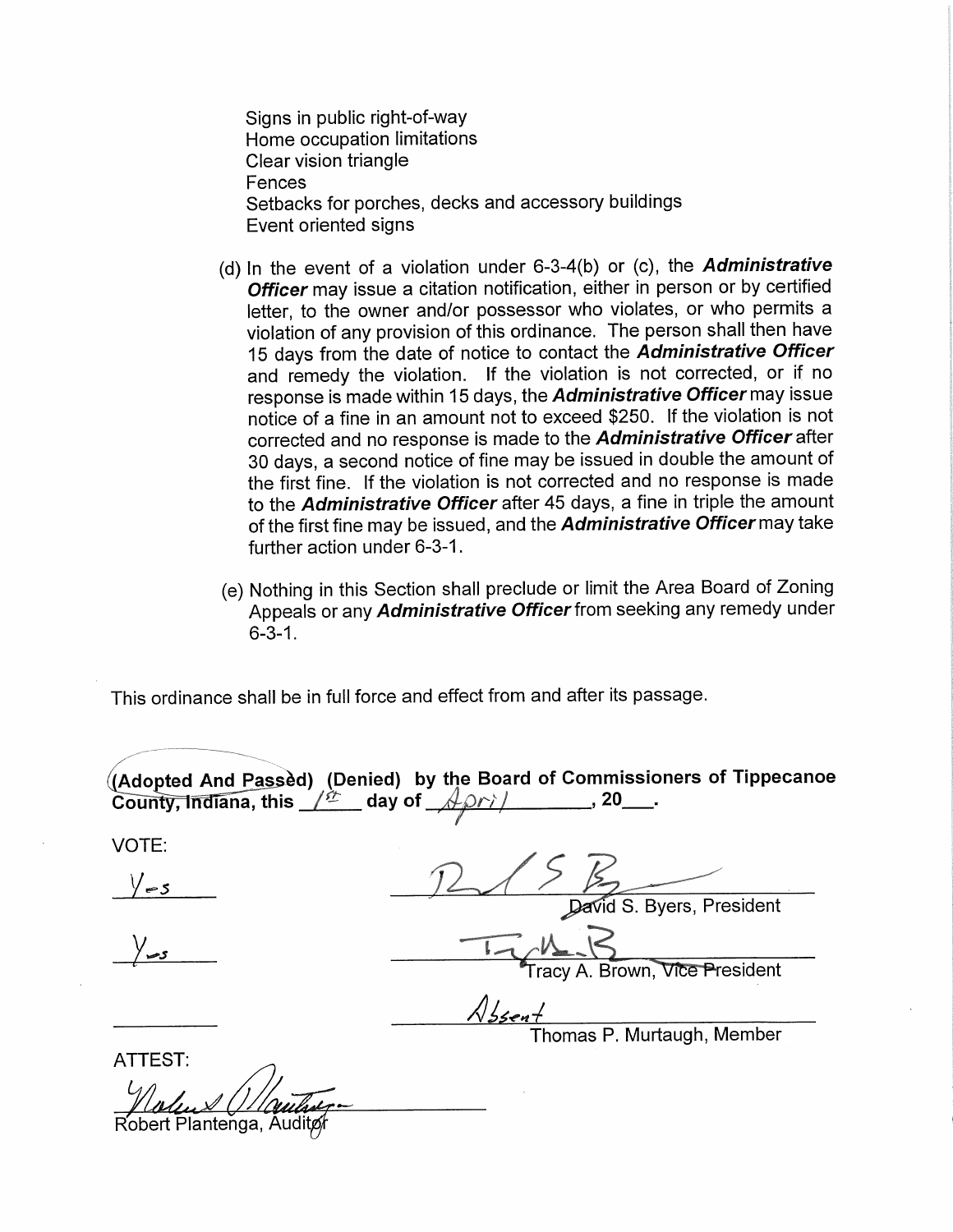Signs in public right-of-way
Home occupation limitations
Clear vision triangle
Fences
Setbacks for porches, decks and accessory buildings
Event oriented signs

(d) In the event of a violation under 6-3-4(b) or (c), the ***Administrative Officer*** may issue a citation notification, either in person or by certified letter, to the owner and/or possessor who violates, or who permits a violation of any provision of this ordinance. The person shall then have 15 days from the date of notice to contact the ***Administrative Officer*** and remedy the violation. If the violation is not corrected, or if no response is made within 15 days, the ***Administrative Officer*** may issue notice of a fine in an amount not to exceed $250. If the violation is not corrected and no response is made to the ***Administrative Officer*** after 30 days, a second notice of fine may be issued in double the amount of the first fine. If the violation is not corrected and no response is made to the ***Administrative Officer*** after 45 days, a fine in triple the amount of the first fine may be issued, and the ***Administrative Officer*** may take further action under 6-3-1.

(e) Nothing in this Section shall preclude or limit the Area Board of Zoning Appeals or any ***Administrative Officer*** from seeking any remedy under 6-3-1.

This ordinance shall be in full force and effect from and after its passage.

**(Adopted And Passed) (Denied) by the Board of Commissioners of Tippecanoe County, Indiana, this** 1st **day of** April**, 20\_\_\_.**

VOTE:

Yes — David S. Byers, President

Yes — Tracy A. Brown, Vice President

Absent — Thomas P. Murtaugh, Member

ATTEST:

Robert Plantenga, Auditor